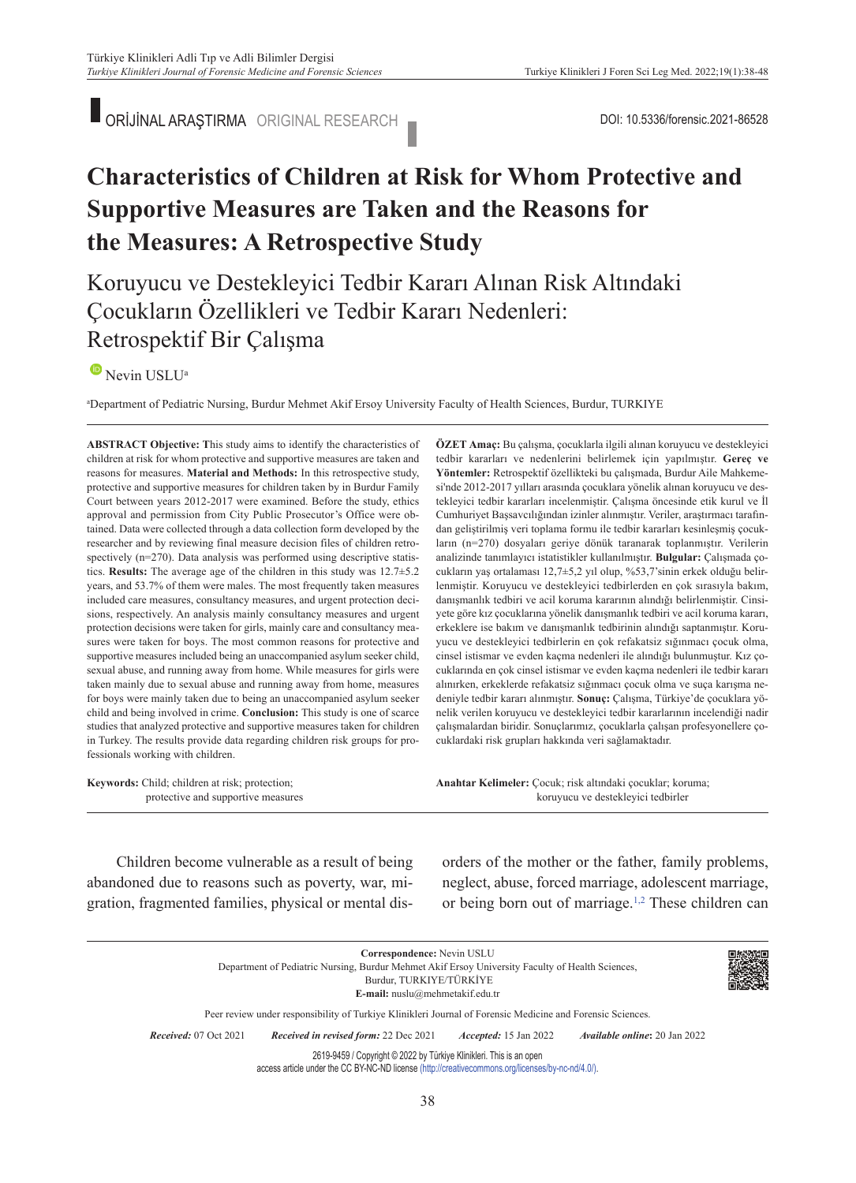ORİJİNAL ARAŞTIRMA ORIGINAL RESEARCH

DOI: 10.5336/forensic.2021-86528

# Characteristics of Children at Risk for Whom Protective and Supportive Measures are Taken and the Reasons for the Measures: A Retrospective Study

# Koruyucu ve Destekleyici Tedbir Kararı Alınan Risk Altındaki Çocukların Özellikleri ve Tedbir Kararı Nedenleri: Retrospektif Bir Çalışma

Nevin USLU[a]

[a]Department of Pediatric Nursing, Burdur Mehmet Akif Ersoy University Faculty of Health Sciences, Burdur, TURKIYE

**ABSTRACT Objective:** This study aims to identify the characteristics of children at risk for whom protective and supportive measures are taken and reasons for measures. **Material and Methods:** In this retrospective study, protective and supportive measures for children taken by in Burdur Family Court between years 2012-2017 were examined. Before the study, ethics approval and permission from City Public Prosecutor's Office were obtained. Data were collected through a data collection form developed by the researcher and by reviewing final measure decision files of children retrospectively (n=270). Data analysis was performed using descriptive statistics. **Results:** The average age of the children in this study was 12.7±5.2 years, and 53.7% of them were males. The most frequently taken measures included care measures, consultancy measures, and urgent protection decisions, respectively. An analysis mainly consultancy measures and urgent protection decisions were taken for girls, mainly care and consultancy measures were taken for boys. The most common reasons for protective and supportive measures included being an unaccompanied asylum seeker child, sexual abuse, and running away from home. While measures for girls were taken mainly due to sexual abuse and running away from home, measures for boys were mainly taken due to being an unaccompanied asylum seeker child and being involved in crime. **Conclusion:** This study is one of scarce studies that analyzed protective and supportive measures taken for children in Turkey. The results provide data regarding children risk groups for professionals working with children.

**Keywords:** Child; children at risk; protection; protective and supportive measures

**ÖZET Amaç:** Bu çalışma, çocuklarla ilgili alınan koruyucu ve destekleyici tedbir kararları ve nedenlerini belirlemek için yapılmıştır. **Gereç ve Yöntemler:** Retrospektif özellikteki bu çalışmada, Burdur Aile Mahkemesi'nde 2012-2017 yılları arasında çocuklara yönelik alınan koruyucu ve destekleyici tedbir kararları incelenmiştir. Çalışma öncesinde etik kurul ve İl Cumhuriyet Başsavcılığından izinler alınmıştır. Veriler, araştırmacı tarafından geliştirilmiş veri toplama formu ile tedbir kararları kesinleşmiş çocukların (n=270) dosyaları geriye dönük taranarak toplanmıştır. Verilerin analizinde tanımlayıcı istatistikler kullanılmıştır. **Bulgular:** Çalışmada çocukların yaş ortalaması 12,7±5,2 yıl olup, %53,7'sinin erkek olduğu belirlenmiştir. Koruyucu ve destekleyici tedbirlerden en çok sırasıyla bakım, danışmanlık tedbiri ve acil koruma kararının alındığı belirlenmiştir. Cinsiyete göre kız çocuklarına yönelik danışmanlık tedbiri ve acil koruma kararı, erkeklere ise bakım ve danışmanlık tedbirinin alındığı saptanmıştır. Koruyucu ve destekleyici tedbirlerin en çok refakatsiz sığınmacı çocuk olma, cinsel istismar ve evden kaçma nedenleri ile alındığı bulunmuştur. Kız çocuklarında en çok cinsel istismar ve evden kaçma nedenleri ile tedbir kararı alınırken, erkeklerde refakatsiz sığınmacı çocuk olma ve suça karışma nedeniyle tedbir kararı alınmıştır. **Sonuç:** Çalışma, Türkiye'de çocuklara yönelik verilen koruyucu ve destekleyici tedbir kararlarının incelendiği nadir çalışmalardan biridir. Sonuçlarımız, çocuklarla çalışan profesyonellere çocuklardaki risk grupları hakkında veri sağlamaktadır.

**Anahtar Kelimeler:** Çocuk; risk altındaki çocuklar; koruma; koruyucu ve destekleyici tedbirler

Children become vulnerable as a result of being abandoned due to reasons such as poverty, war, migration, fragmented families, physical or mental disorders of the mother or the father, family problems, neglect, abuse, forced marriage, adolescent marriage, or being born out of marriage.[1,2] These children can

**Correspondence:** Nevin USLU
Department of Pediatric Nursing, Burdur Mehmet Akif Ersoy University Faculty of Health Sciences, Burdur, TURKIYE/TÜRKİYE
**E-mail:** nuslu@mehmetakif.edu.tr

Peer review under responsibility of Turkiye Klinikleri Journal of Forensic Medicine and Forensic Sciences.

*Received:* 07 Oct 2021 *Received in revised form:* 22 Dec 2021 *Accepted:* 15 Jan 2022 *Available online:* 20 Jan 2022

2619-9459 / Copyright © 2022 by Türkiye Klinikleri. This is an open access article under the CC BY-NC-ND license (http://creativecommons.org/licenses/by-nc-nd/4.0/).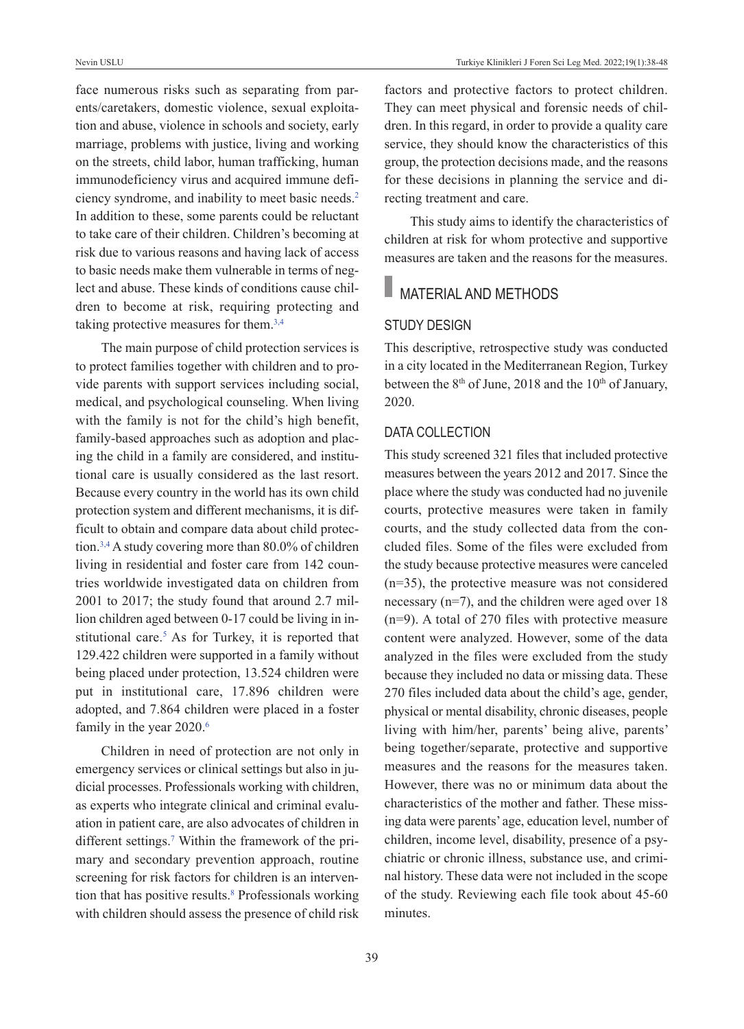face numerous risks such as separating from parents/caretakers, domestic violence, sexual exploitation and abuse, violence in schools and society, early marriage, problems with justice, living and working on the streets, child labor, human trafficking, human immunodeficiency virus and acquired immune deficiency syndrome, and inability to meet basic needs.[2] In addition to these, some parents could be reluctant to take care of their children. Children's becoming at risk due to various reasons and having lack of access to basic needs make them vulnerable in terms of neglect and abuse. These kinds of conditions cause children to become at risk, requiring protecting and taking protective measures for them.[3,4]

The main purpose of child protection services is to protect families together with children and to provide parents with support services including social, medical, and psychological counseling. When living with the family is not for the child's high benefit, family-based approaches such as adoption and placing the child in a family are considered, and institutional care is usually considered as the last resort. Because every country in the world has its own child protection system and different mechanisms, it is difficult to obtain and compare data about child protection.[3,4] A study covering more than 80.0% of children living in residential and foster care from 142 countries worldwide investigated data on children from 2001 to 2017; the study found that around 2.7 million children aged between 0-17 could be living in institutional care.[5] As for Turkey, it is reported that 129.422 children were supported in a family without being placed under protection, 13.524 children were put in institutional care, 17.896 children were adopted, and 7.864 children were placed in a foster family in the year 2020.[6]

Children in need of protection are not only in emergency services or clinical settings but also in judicial processes. Professionals working with children, as experts who integrate clinical and criminal evaluation in patient care, are also advocates of children in different settings.[7] Within the framework of the primary and secondary prevention approach, routine screening for risk factors for children is an intervention that has positive results.[8] Professionals working with children should assess the presence of child risk factors and protective factors to protect children. They can meet physical and forensic needs of children. In this regard, in order to provide a quality care service, they should know the characteristics of this group, the protection decisions made, and the reasons for these decisions in planning the service and directing treatment and care.

This study aims to identify the characteristics of children at risk for whom protective and supportive measures are taken and the reasons for the measures.

## MATERIAL AND METHODS

### STUDY DESIGN

This descriptive, retrospective study was conducted in a city located in the Mediterranean Region, Turkey between the 8th of June, 2018 and the 10th of January, 2020.

### DATA COLLECTION

This study screened 321 files that included protective measures between the years 2012 and 2017. Since the place where the study was conducted had no juvenile courts, protective measures were taken in family courts, and the study collected data from the concluded files. Some of the files were excluded from the study because protective measures were canceled (n=35), the protective measure was not considered necessary (n=7), and the children were aged over 18 (n=9). A total of 270 files with protective measure content were analyzed. However, some of the data analyzed in the files were excluded from the study because they included no data or missing data. These 270 files included data about the child's age, gender, physical or mental disability, chronic diseases, people living with him/her, parents' being alive, parents' being together/separate, protective and supportive measures and the reasons for the measures taken. However, there was no or minimum data about the characteristics of the mother and father. These missing data were parents' age, education level, number of children, income level, disability, presence of a psychiatric or chronic illness, substance use, and criminal history. These data were not included in the scope of the study. Reviewing each file took about 45-60 minutes.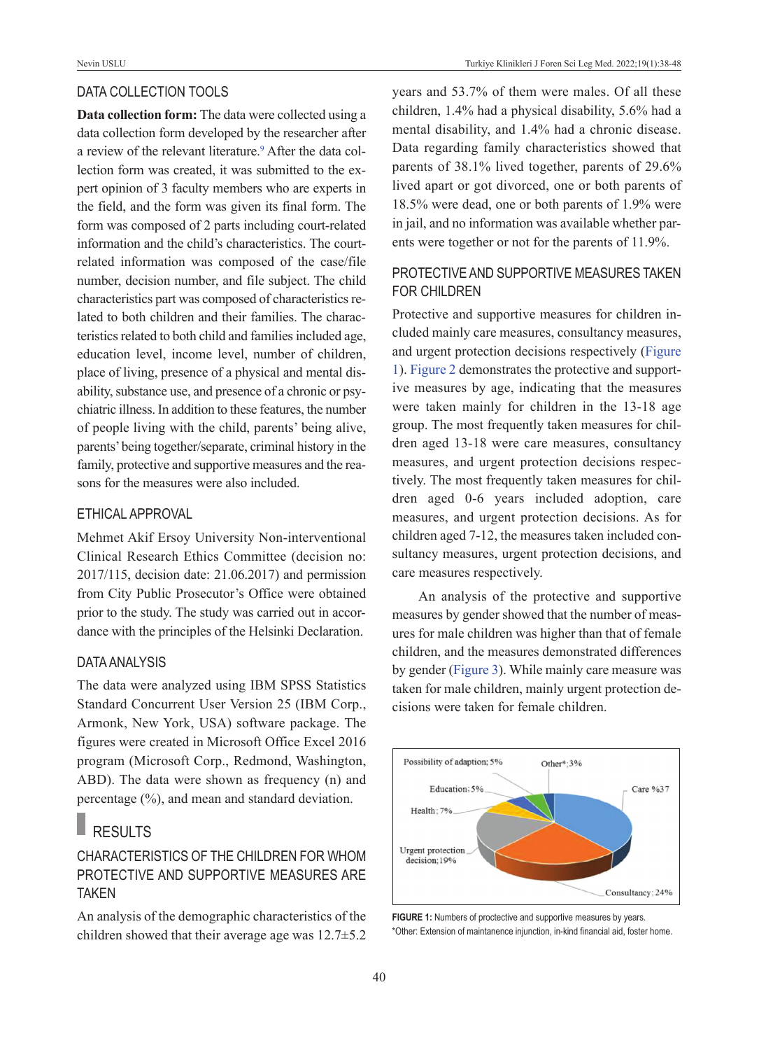## DATA COLLECTION TOOLS

**Data collection form:** The data were collected using a data collection form developed by the researcher after a review of the relevant literature.[9] After the data collection form was created, it was submitted to the expert opinion of 3 faculty members who are experts in the field, and the form was given its final form. The form was composed of 2 parts including court-related information and the child's characteristics. The court-related information was composed of the case/file number, decision number, and file subject. The child characteristics part was composed of characteristics related to both children and their families. The characteristics related to both child and families included age, education level, income level, number of children, place of living, presence of a physical and mental disability, substance use, and presence of a chronic or psychiatric illness. In addition to these features, the number of people living with the child, parents' being alive, parents' being together/separate, criminal history in the family, protective and supportive measures and the reasons for the measures were also included.

## ETHICAL APPROVAL

Mehmet Akif Ersoy University Non-interventional Clinical Research Ethics Committee (decision no: 2017/115, decision date: 21.06.2017) and permission from City Public Prosecutor's Office were obtained prior to the study. The study was carried out in accordance with the principles of the Helsinki Declaration.

## DATA ANALYSIS

The data were analyzed using IBM SPSS Statistics Standard Concurrent User Version 25 (IBM Corp., Armonk, New York, USA) software package. The figures were created in Microsoft Office Excel 2016 program (Microsoft Corp., Redmond, Washington, ABD). The data were shown as frequency (n) and percentage (%), and mean and standard deviation.

# RESULTS

## CHARACTERISTICS OF THE CHILDREN FOR WHOM PROTECTIVE AND SUPPORTIVE MEASURES ARE TAKEN

An analysis of the demographic characteristics of the children showed that their average age was 12.7±5.2 years and 53.7% of them were males. Of all these children, 1.4% had a physical disability, 5.6% had a mental disability, and 1.4% had a chronic disease. Data regarding family characteristics showed that parents of 38.1% lived together, parents of 29.6% lived apart or got divorced, one or both parents of 18.5% were dead, one or both parents of 1.9% were in jail, and no information was available whether parents were together or not for the parents of 11.9%.

## PROTECTIVE AND SUPPORTIVE MEASURES TAKEN FOR CHILDREN

Protective and supportive measures for children included mainly care measures, consultancy measures, and urgent protection decisions respectively (Figure 1). Figure 2 demonstrates the protective and supportive measures by age, indicating that the measures were taken mainly for children in the 13-18 age group. The most frequently taken measures for children aged 13-18 were care measures, consultancy measures, and urgent protection decisions respectively. The most frequently taken measures for children aged 0-6 years included adoption, care measures, and urgent protection decisions. As for children aged 7-12, the measures taken included consultancy measures, urgent protection decisions, and care measures respectively.

An analysis of the protective and supportive measures by gender showed that the number of measures for male children was higher than that of female children, and the measures demonstrated differences by gender (Figure 3). While mainly care measure was taken for male children, mainly urgent protection decisions were taken for female children.

Possibility of adaption; 5%
Other*; 3%
Education; 5%
Care %37
Health; 7%
Urgent protection decision; 19%
Consultancy; 24%

**FIGURE 1:** Numbers of proctective and supportive measures by years.
*Other: Extension of maintanence injunction, in-kind financial aid, foster home.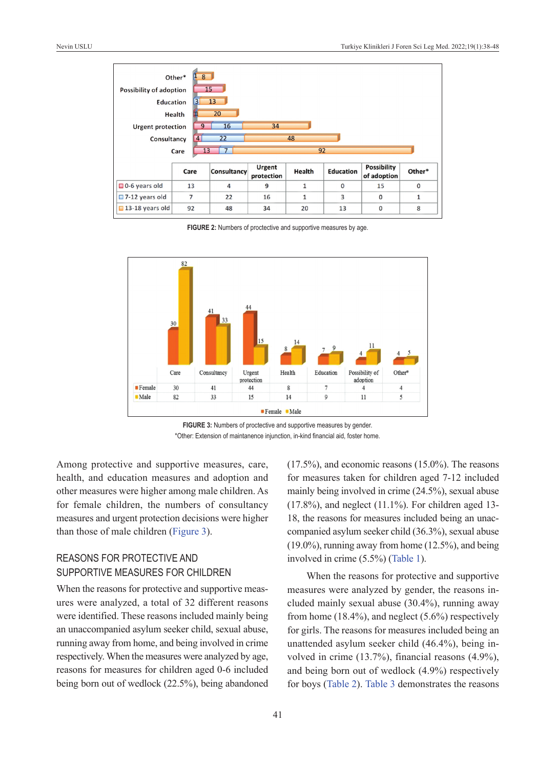| | Care | Consultancy | Urgent protection | Health | Education | Possibility of adoption | Other* |
|---|---|---|---|---|---|---|---|
| 0-6 years old | 13 | 4 | 9 | 1 | 0 | 15 | 0 |
| 7-12 years old | 7 | 22 | 16 | 1 | 3 | 0 | 1 |
| 13-18 years old | 92 | 48 | 34 | 20 | 13 | 0 | 8 |

**FIGURE 2:** Numbers of proctective and supportive measures by age.

| | Care | Consultancy | Urgent protection | Health | Education | Possibility of adoption | Other* |
|---|---|---|---|---|---|---|---|
| Female | 30 | 41 | 44 | 8 | 7 | 4 | 4 |
| Male | 82 | 33 | 15 | 14 | 9 | 11 | 5 |

**FIGURE 3:** Numbers of proctective and supportive measures by gender.

*Other: Extension of maintanence injunction, in-kind financial aid, foster home.

Among protective and supportive measures, care, health, and education measures and adoption and other measures were higher among male children. As for female children, the numbers of consultancy measures and urgent protection decisions were higher than those of male children (Figure 3).

## REASONS FOR PROTECTIVE AND SUPPORTIVE MEASURES FOR CHILDREN

When the reasons for protective and supportive measures were analyzed, a total of 32 different reasons were identified. These reasons included mainly being an unaccompanied asylum seeker child, sexual abuse, running away from home, and being involved in crime respectively. When the measures were analyzed by age, reasons for measures for children aged 0-6 included being born out of wedlock (22.5%), being abandoned (17.5%), and economic reasons (15.0%). The reasons for measures taken for children aged 7-12 included mainly being involved in crime (24.5%), sexual abuse (17.8%), and neglect (11.1%). For children aged 13-18, the reasons for measures included being an unaccompanied asylum seeker child (36.3%), sexual abuse (19.0%), running away from home (12.5%), and being involved in crime (5.5%) (Table 1).

When the reasons for protective and supportive measures were analyzed by gender, the reasons included mainly sexual abuse (30.4%), running away from home (18.4%), and neglect (5.6%) respectively for girls. The reasons for measures included being an unattended asylum seeker child (46.4%), being involved in crime (13.7%), financial reasons (4.9%), and being born out of wedlock (4.9%) respectively for boys (Table 2). Table 3 demonstrates the reasons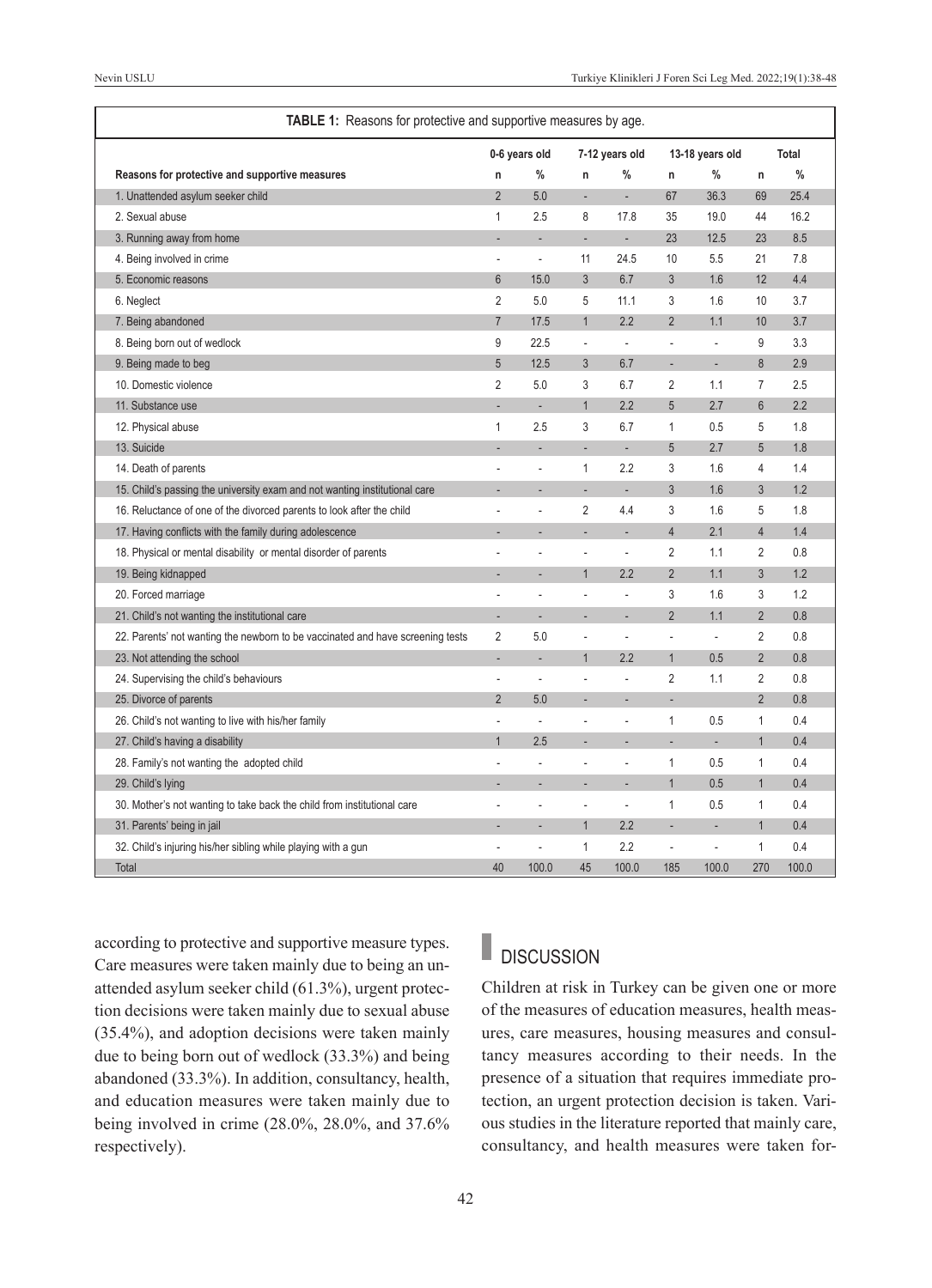**TABLE 1:** Reasons for protective and supportive measures by age.

| Reasons for protective and supportive measures | 0-6 years old | | 7-12 years old | | 13-18 years old | | Total | |
|---|---|---|---|---|---|---|---|---|
| | n | % | n | % | n | % | n | % |
| 1. Unattended asylum seeker child | 2 | 5.0 | - | - | 67 | 36.3 | 69 | 25.4 |
| 2. Sexual abuse | 1 | 2.5 | 8 | 17.8 | 35 | 19.0 | 44 | 16.2 |
| 3. Running away from home | - | - | - | - | 23 | 12.5 | 23 | 8.5 |
| 4. Being involved in crime | - | - | 11 | 24.5 | 10 | 5.5 | 21 | 7.8 |
| 5. Economic reasons | 6 | 15.0 | 3 | 6.7 | 3 | 1.6 | 12 | 4.4 |
| 6. Neglect | 2 | 5.0 | 5 | 11.1 | 3 | 1.6 | 10 | 3.7 |
| 7. Being abandoned | 7 | 17.5 | 1 | 2.2 | 2 | 1.1 | 10 | 3.7 |
| 8. Being born out of wedlock | 9 | 22.5 | - | - | - | - | 9 | 3.3 |
| 9. Being made to beg | 5 | 12.5 | 3 | 6.7 | - | - | 8 | 2.9 |
| 10. Domestic violence | 2 | 5.0 | 3 | 6.7 | 2 | 1.1 | 7 | 2.5 |
| 11. Substance use | - | - | 1 | 2.2 | 5 | 2.7 | 6 | 2.2 |
| 12. Physical abuse | 1 | 2.5 | 3 | 6.7 | 1 | 0.5 | 5 | 1.8 |
| 13. Suicide | - | - | - | - | 5 | 2.7 | 5 | 1.8 |
| 14. Death of parents | - | - | 1 | 2.2 | 3 | 1.6 | 4 | 1.4 |
| 15. Child's passing the university exam and not wanting institutional care | - | - | - | - | 3 | 1.6 | 3 | 1.2 |
| 16. Reluctance of one of the divorced parents to look after the child | - | - | 2 | 4.4 | 3 | 1.6 | 5 | 1.8 |
| 17. Having conflicts with the family during adolescence | - | - | - | - | 4 | 2.1 | 4 | 1.4 |
| 18. Physical or mental disability or mental disorder of parents | - | - | - | - | 2 | 1.1 | 2 | 0.8 |
| 19. Being kidnapped | - | - | 1 | 2.2 | 2 | 1.1 | 3 | 1.2 |
| 20. Forced marriage | - | - | - | - | 3 | 1.6 | 3 | 1.2 |
| 21. Child's not wanting the institutional care | - | - | - | - | 2 | 1.1 | 2 | 0.8 |
| 22. Parents' not wanting the newborn to be vaccinated and have screening tests | 2 | 5.0 | - | - | - | - | 2 | 0.8 |
| 23. Not attending the school | - | - | 1 | 2.2 | 1 | 0.5 | 2 | 0.8 |
| 24. Supervising the child's behaviours | - | - | - | - | 2 | 1.1 | 2 | 0.8 |
| 25. Divorce of parents | 2 | 5.0 | - | - | - | | 2 | 0.8 |
| 26. Child's not wanting to live with his/her family | - | - | - | - | 1 | 0.5 | 1 | 0.4 |
| 27. Child's having a disability | 1 | 2.5 | - | - | - | - | 1 | 0.4 |
| 28. Family's not wanting the adopted child | - | - | - | - | 1 | 0.5 | 1 | 0.4 |
| 29. Child's lying | - | - | - | - | 1 | 0.5 | 1 | 0.4 |
| 30. Mother's not wanting to take back the child from institutional care | - | - | - | - | 1 | 0.5 | 1 | 0.4 |
| 31. Parents' being in jail | - | - | 1 | 2.2 | - | - | 1 | 0.4 |
| 32. Child's injuring his/her sibling while playing with a gun | - | - | 1 | 2.2 | - | - | 1 | 0.4 |
| Total | 40 | 100.0 | 45 | 100.0 | 185 | 100.0 | 270 | 100.0 |

according to protective and supportive measure types. Care measures were taken mainly due to being an unattended asylum seeker child (61.3%), urgent protection decisions were taken mainly due to sexual abuse (35.4%), and adoption decisions were taken mainly due to being born out of wedlock (33.3%) and being abandoned (33.3%). In addition, consultancy, health, and education measures were taken mainly due to being involved in crime (28.0%, 28.0%, and 37.6% respectively).

## DISCUSSION

Children at risk in Turkey can be given one or more of the measures of education measures, health measures, care measures, housing measures and consultancy measures according to their needs. In the presence of a situation that requires immediate protection, an urgent protection decision is taken. Various studies in the literature reported that mainly care, consultancy, and health measures were taken for-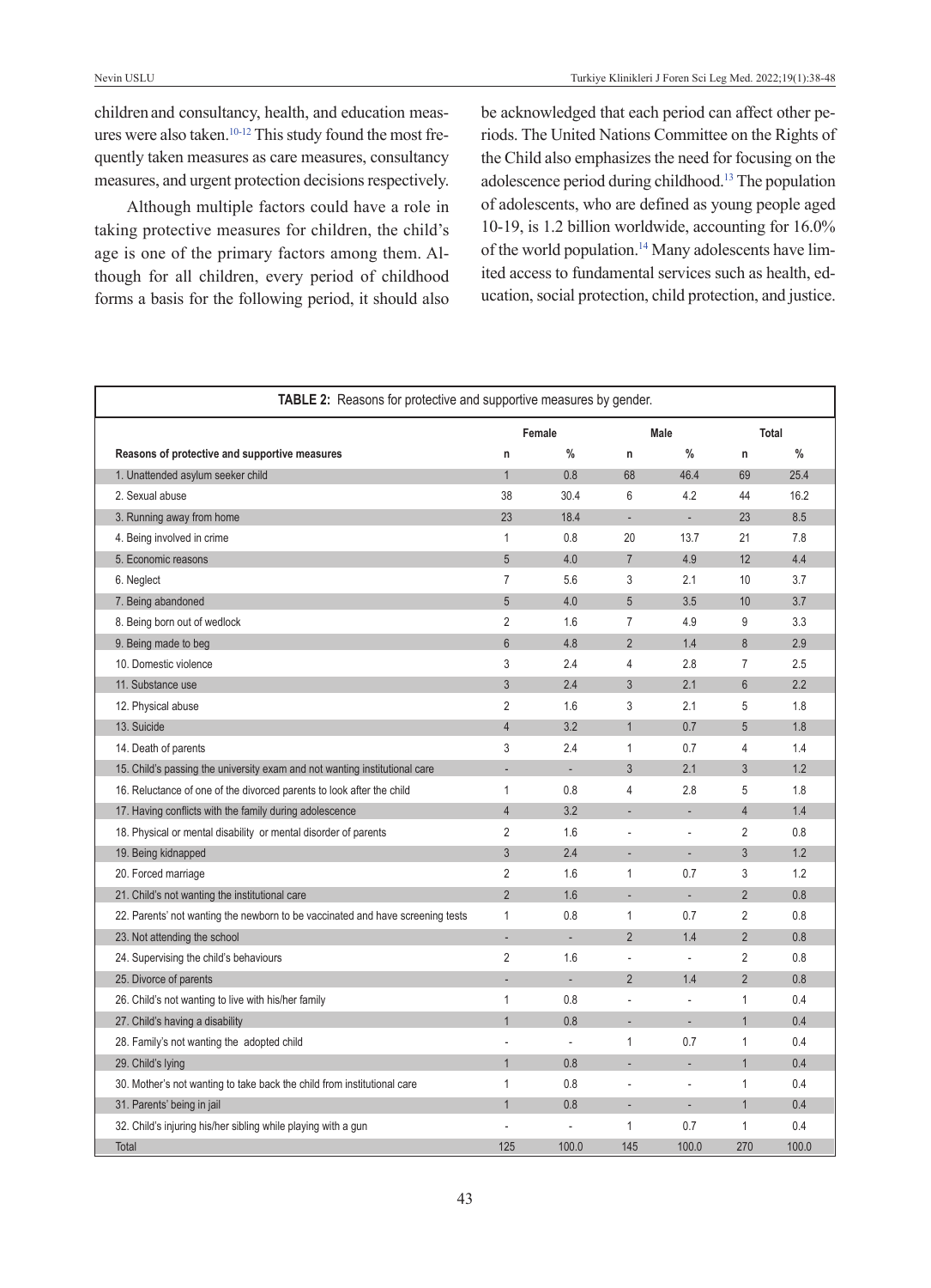children and consultancy, health, and education measures were also taken.[10-12] This study found the most frequently taken measures as care measures, consultancy measures, and urgent protection decisions respectively.

Although multiple factors could have a role in taking protective measures for children, the child's age is one of the primary factors among them. Although for all children, every period of childhood forms a basis for the following period, it should also be acknowledged that each period can affect other periods. The United Nations Committee on the Rights of the Child also emphasizes the need for focusing on the adolescence period during childhood.[13] The population of adolescents, who are defined as young people aged 10-19, is 1.2 billion worldwide, accounting for 16.0% of the world population.[14] Many adolescents have limited access to fundamental services such as health, education, social protection, child protection, and justice.

**TABLE 2:** Reasons for protective and supportive measures by gender.

| | Female | | Male | | Total | |
|---|---|---|---|---|---|---|
| **Reasons of protective and supportive measures** | **n** | **%** | **n** | **%** | **n** | **%** |
| 1. Unattended asylum seeker child | 1 | 0.8 | 68 | 46.4 | 69 | 25.4 |
| 2. Sexual abuse | 38 | 30.4 | 6 | 4.2 | 44 | 16.2 |
| 3. Running away from home | 23 | 18.4 | - | - | 23 | 8.5 |
| 4. Being involved in crime | 1 | 0.8 | 20 | 13.7 | 21 | 7.8 |
| 5. Economic reasons | 5 | 4.0 | 7 | 4.9 | 12 | 4.4 |
| 6. Neglect | 7 | 5.6 | 3 | 2.1 | 10 | 3.7 |
| 7. Being abandoned | 5 | 4.0 | 5 | 3.5 | 10 | 3.7 |
| 8. Being born out of wedlock | 2 | 1.6 | 7 | 4.9 | 9 | 3.3 |
| 9. Being made to beg | 6 | 4.8 | 2 | 1.4 | 8 | 2.9 |
| 10. Domestic violence | 3 | 2.4 | 4 | 2.8 | 7 | 2.5 |
| 11. Substance use | 3 | 2.4 | 3 | 2.1 | 6 | 2.2 |
| 12. Physical abuse | 2 | 1.6 | 3 | 2.1 | 5 | 1.8 |
| 13. Suicide | 4 | 3.2 | 1 | 0.7 | 5 | 1.8 |
| 14. Death of parents | 3 | 2.4 | 1 | 0.7 | 4 | 1.4 |
| 15. Child's passing the university exam and not wanting institutional care | - | - | 3 | 2.1 | 3 | 1.2 |
| 16. Reluctance of one of the divorced parents to look after the child | 1 | 0.8 | 4 | 2.8 | 5 | 1.8 |
| 17. Having conflicts with the family during adolescence | 4 | 3.2 | - | - | 4 | 1.4 |
| 18. Physical or mental disability or mental disorder of parents | 2 | 1.6 | - | - | 2 | 0.8 |
| 19. Being kidnapped | 3 | 2.4 | - | - | 3 | 1.2 |
| 20. Forced marriage | 2 | 1.6 | 1 | 0.7 | 3 | 1.2 |
| 21. Child's not wanting the institutional care | 2 | 1.6 | - | - | 2 | 0.8 |
| 22. Parents' not wanting the newborn to be vaccinated and have screening tests | 1 | 0.8 | 1 | 0.7 | 2 | 0.8 |
| 23. Not attending the school | - | - | 2 | 1.4 | 2 | 0.8 |
| 24. Supervising the child's behaviours | 2 | 1.6 | - | - | 2 | 0.8 |
| 25. Divorce of parents | - | - | 2 | 1.4 | 2 | 0.8 |
| 26. Child's not wanting to live with his/her family | 1 | 0.8 | - | - | 1 | 0.4 |
| 27. Child's having a disability | 1 | 0.8 | - | - | 1 | 0.4 |
| 28. Family's not wanting the adopted child | - | - | 1 | 0.7 | 1 | 0.4 |
| 29. Child's lying | 1 | 0.8 | - | - | 1 | 0.4 |
| 30. Mother's not wanting to take back the child from institutional care | 1 | 0.8 | - | - | 1 | 0.4 |
| 31. Parents' being in jail | 1 | 0.8 | - | - | 1 | 0.4 |
| 32. Child's injuring his/her sibling while playing with a gun | - | - | 1 | 0.7 | 1 | 0.4 |
| Total | 125 | 100.0 | 145 | 100.0 | 270 | 100.0 |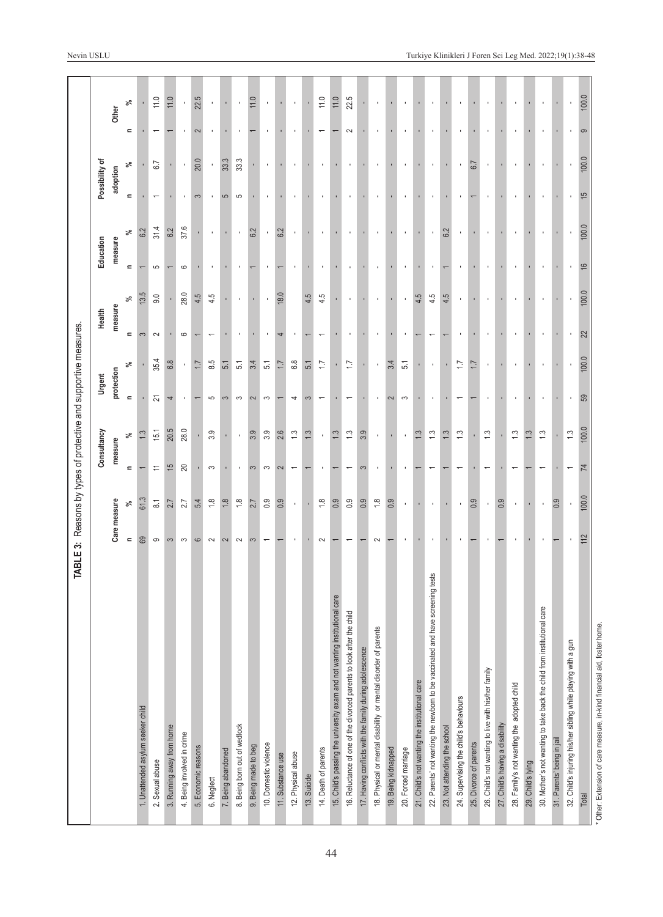**TABLE 3:** Reasons by types of protective and supportive measures.

| | Care measure | | Consultancy measure | | Urgent protection | | Health measure | | Education measure | | Possibility of adoption | | Other | |
|---|---|---|---|---|---|---|---|---|---|---|---|---|---|---|
| | n | % | n | % | n | % | n | % | n | % | n | % | n | % |
| 1. Unattended asylum seeker child | 69 | 61.3 | 1 | 1.3 | - | - | 3 | 13.5 | 1 | 6.2 | - | - | - | - |
| 2. Sexual abuse | 9 | 8.1 | 11 | 15.1 | 21 | 35.4 | 2 | 9.0 | 5 | 31.4 | 1 | 6.7 | 1 | 11.0 |
| 3. Running away from home | 3 | 2.7 | 15 | 20.5 | 4 | 6.8 | - | - | 1 | 6.2 | - | - | 1 | 11.0 |
| 4. Being involved in crime | 3 | 2.7 | 20 | 28.0 | - | - | 6 | 28.0 | 6 | 37.6 | - | - | - | - |
| 5. Economic reasons | 6 | 5.4 | - | - | 1 | 1.7 | 1 | 4.5 | - | - | 3 | 20.0 | 2 | 22.5 |
| 6. Neglect | 2 | 1.8 | 3 | 3.9 | 5 | 8.5 | 1 | 4.5 | - | - | - | - | - | - |
| 7. Being abandoned | 2 | 1.8 | - | - | 3 | 5.1 | - | - | - | - | 5 | 33.3 | - | - |
| 8. Being born out of wedlock | 2 | 1.8 | - | - | 3 | 5.1 | - | - | - | - | 5 | 33.3 | - | - |
| 9. Being made to beg | 3 | 2.7 | 3 | 3.9 | 2 | 3.4 | - | - | 1 | 6.2 | - | - | 1 | 11.0 |
| 10. Domestic violence | 1 | 0.9 | 3 | 3.9 | 3 | 5.1 | - | - | - | - | - | - | - | - |
| 11. Substance use | 1 | 0.9 | 2 | 2.6 | 1 | 1.7 | 4 | 18.0 | 1 | 6.2 | - | - | - | - |
| 12. Physical abuse | - | - | 1 | 1.3 | 4 | 6.8 | - | | - | - | - | - | - | - |
| 13. Suicide | - | - | 1 | 1.3 | 3 | 5.1 | 1 | 4.5 | - | - | - | - | - | - |
| 14. Death of parents | 2 | 1.8 | - | - | 1 | 1.7 | 1 | 4.5 | - | - | - | - | 1 | 11.0 |
| 15. Child's passing the university exam and not wanting institutional care | 1 | 0.9 | 1 | 1.3 | - | - | - | - | - | - | - | - | 1 | 11.0 |
| 16. Reluctance of one of the divorced parents to look after the child | 1 | 0.9 | 1 | 1.3 | 1 | 1.7 | - | - | - | - | - | - | 2 | 22.5 |
| 17. Having conflicts with the family during adolescence | 1 | 0.9 | 3 | 3.9 | - | - | - | - | - | - | - | - | - | - |
| 18. Physical or mental disability or mental disorder of parents | 2 | 1.8 | - | - | - | - | - | - | - | - | - | - | - | - |
| 19. Being kidnapped | 1 | 0.9 | - | - | 2 | 3.4 | - | - | - | - | - | - | - | - |
| 20. Forced marriage | - | - | - | - | 3 | 5.1 | - | - | - | - | - | - | - | - |
| 21. Child's not wanting the institutional care | - | - | 1 | 1.3 | - | - | 1 | 4.5 | - | - | - | - | - | - |
| 22. Parents' not wanting the newborn to be vaccinated and have screening tests | - | - | 1 | 1.3 | - | - | 1 | 4.5 | - | - | - | - | - | - |
| 23. Not attending the school | - | - | 1 | 1.3 | - | - | 1 | 4.5 | 1 | 6.2 | - | - | - | - |
| 24. Supervising the child's behaviours | - | - | 1 | 1.3 | 1 | 1.7 | - | - | - | - | - | - | - | - |
| 25. Divorce of parents | 1 | 0.9 | - | - | 1 | 1.7 | - | - | - | - | 1 | 6.7 | - | - |
| 26. Child's not wanting to live with his/her family | - | - | 1 | 1.3 | - | - | - | - | - | - | - | - | - | - |
| 27. Child's having a disability | 1 | 0.9 | - | - | - | - | - | - | - | - | - | - | - | - |
| 28. Family's not wanting the adopted child | - | - | 1 | 1.3 | - | - | - | - | - | - | - | - | - | - |
| 29. Child's lying | - | - | 1 | 1.3 | - | - | - | - | - | - | - | - | - | - |
| 30. Mother's not wanting to take back the child from institutional care | - | - | 1 | 1.3 | - | - | - | - | - | - | - | - | - | - |
| 31. Parents' being in jail | 1 | 0.9 | - | - | - | - | - | - | - | - | - | - | - | - |
| 32. Child's injuring his/her sibling while playing with a gun | - | - | 1 | 1.3 | - | - | - | - | - | - | - | - | - | - |
| Total | 112 | 100.0 | 74 | 100.0 | 59 | 100.0 | 22 | 100.0 | 16 | 100.0 | 15 | 100.0 | 9 | 100.0 |

* Other: Extension of care measure, in-kind financial aid, foster home.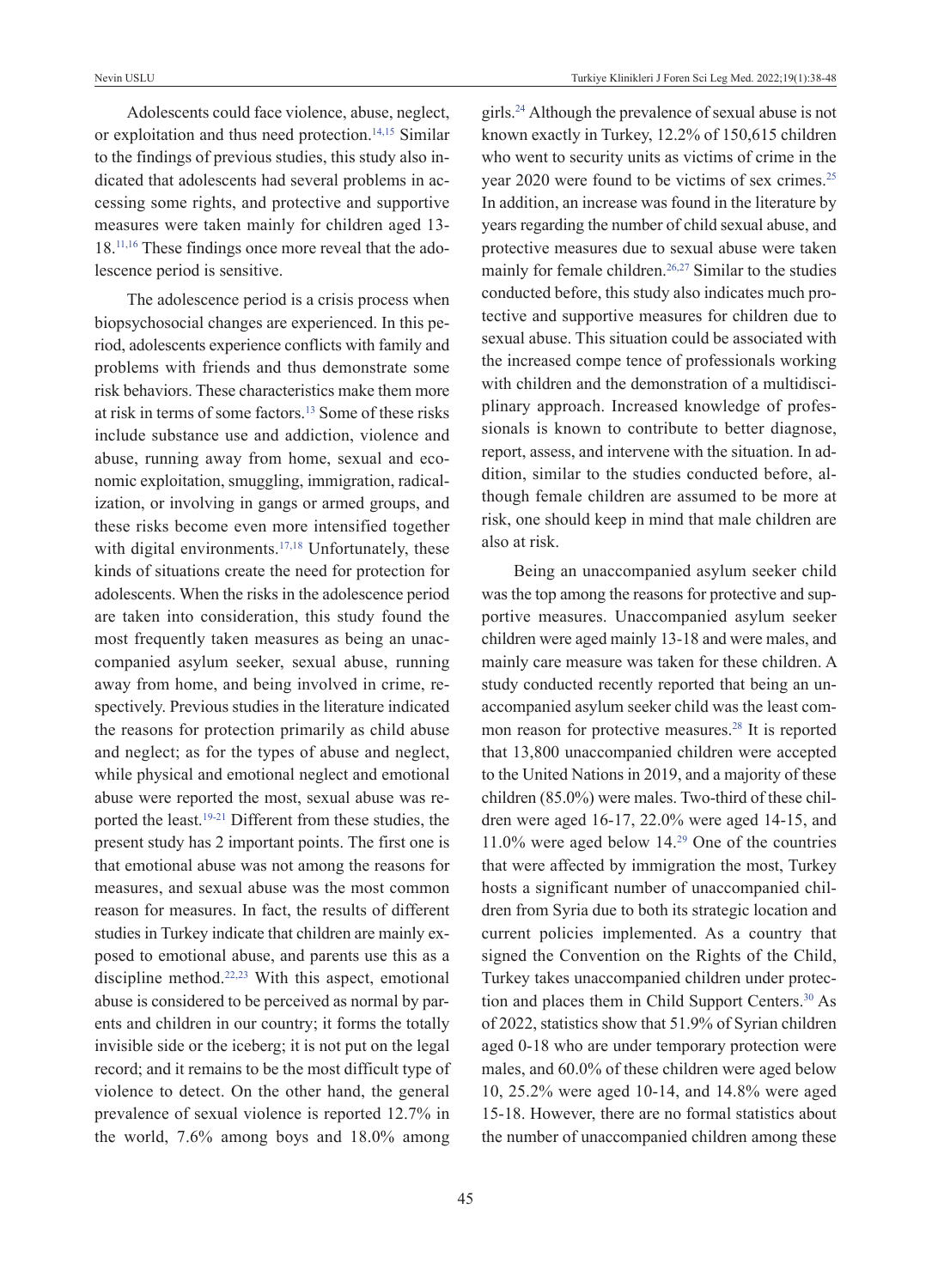Adolescents could face violence, abuse, neglect, or exploitation and thus need protection.[14,15] Similar to the findings of previous studies, this study also indicated that adolescents had several problems in accessing some rights, and protective and supportive measures were taken mainly for children aged 13-18.[11,16] These findings once more reveal that the adolescence period is sensitive.

The adolescence period is a crisis process when biopsychosocial changes are experienced. In this period, adolescents experience conflicts with family and problems with friends and thus demonstrate some risk behaviors. These characteristics make them more at risk in terms of some factors.[13] Some of these risks include substance use and addiction, violence and abuse, running away from home, sexual and economic exploitation, smuggling, immigration, radicalization, or involving in gangs or armed groups, and these risks become even more intensified together with digital environments.[17,18] Unfortunately, these kinds of situations create the need for protection for adolescents. When the risks in the adolescence period are taken into consideration, this study found the most frequently taken measures as being an unaccompanied asylum seeker, sexual abuse, running away from home, and being involved in crime, respectively. Previous studies in the literature indicated the reasons for protection primarily as child abuse and neglect; as for the types of abuse and neglect, while physical and emotional neglect and emotional abuse were reported the most, sexual abuse was reported the least.[19-21] Different from these studies, the present study has 2 important points. The first one is that emotional abuse was not among the reasons for measures, and sexual abuse was the most common reason for measures. In fact, the results of different studies in Turkey indicate that children are mainly exposed to emotional abuse, and parents use this as a discipline method.[22,23] With this aspect, emotional abuse is considered to be perceived as normal by parents and children in our country; it forms the totally invisible side or the iceberg; it is not put on the legal record; and it remains to be the most difficult type of violence to detect. On the other hand, the general prevalence of sexual violence is reported 12.7% in the world, 7.6% among boys and 18.0% among girls.[24] Although the prevalence of sexual abuse is not known exactly in Turkey, 12.2% of 150,615 children who went to security units as victims of crime in the year 2020 were found to be victims of sex crimes.[25] In addition, an increase was found in the literature by years regarding the number of child sexual abuse, and protective measures due to sexual abuse were taken mainly for female children.[26,27] Similar to the studies conducted before, this study also indicates much protective and supportive measures for children due to sexual abuse. This situation could be associated with the increased compe tence of professionals working with children and the demonstration of a multidisciplinary approach. Increased knowledge of professionals is known to contribute to better diagnose, report, assess, and intervene with the situation. In addition, similar to the studies conducted before, although female children are assumed to be more at risk, one should keep in mind that male children are also at risk.

Being an unaccompanied asylum seeker child was the top among the reasons for protective and supportive measures. Unaccompanied asylum seeker children were aged mainly 13-18 and were males, and mainly care measure was taken for these children. A study conducted recently reported that being an unaccompanied asylum seeker child was the least common reason for protective measures.[28] It is reported that 13,800 unaccompanied children were accepted to the United Nations in 2019, and a majority of these children (85.0%) were males. Two-third of these children were aged 16-17, 22.0% were aged 14-15, and 11.0% were aged below 14.[29] One of the countries that were affected by immigration the most, Turkey hosts a significant number of unaccompanied children from Syria due to both its strategic location and current policies implemented. As a country that signed the Convention on the Rights of the Child, Turkey takes unaccompanied children under protection and places them in Child Support Centers.[30] As of 2022, statistics show that 51.9% of Syrian children aged 0-18 who are under temporary protection were males, and 60.0% of these children were aged below 10, 25.2% were aged 10-14, and 14.8% were aged 15-18. However, there are no formal statistics about the number of unaccompanied children among these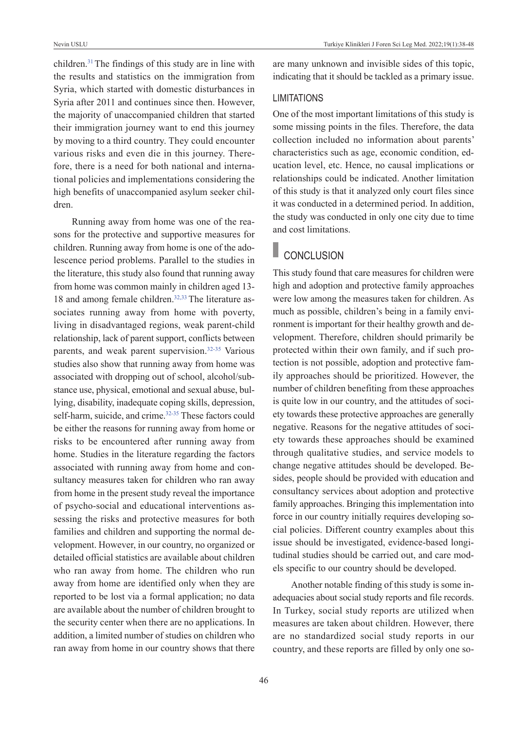children.[31] The findings of this study are in line with the results and statistics on the immigration from Syria, which started with domestic disturbances in Syria after 2011 and continues since then. However, the majority of unaccompanied children that started their immigration journey want to end this journey by moving to a third country. They could encounter various risks and even die in this journey. Therefore, there is a need for both national and international policies and implementations considering the high benefits of unaccompanied asylum seeker children.

Running away from home was one of the reasons for the protective and supportive measures for children. Running away from home is one of the adolescence period problems. Parallel to the studies in the literature, this study also found that running away from home was common mainly in children aged 13-18 and among female children.[32,33] The literature associates running away from home with poverty, living in disadvantaged regions, weak parent-child relationship, lack of parent support, conflicts between parents, and weak parent supervision.[32-35] Various studies also show that running away from home was associated with dropping out of school, alcohol/substance use, physical, emotional and sexual abuse, bullying, disability, inadequate coping skills, depression, self-harm, suicide, and crime.[32-35] These factors could be either the reasons for running away from home or risks to be encountered after running away from home. Studies in the literature regarding the factors associated with running away from home and consultancy measures taken for children who ran away from home in the present study reveal the importance of psycho-social and educational interventions assessing the risks and protective measures for both families and children and supporting the normal development. However, in our country, no organized or detailed official statistics are available about children who ran away from home. The children who run away from home are identified only when they are reported to be lost via a formal application; no data are available about the number of children brought to the security center when there are no applications. In addition, a limited number of studies on children who ran away from home in our country shows that there are many unknown and invisible sides of this topic, indicating that it should be tackled as a primary issue.

### LIMITATIONS

One of the most important limitations of this study is some missing points in the files. Therefore, the data collection included no information about parents' characteristics such as age, economic condition, education level, etc. Hence, no causal implications or relationships could be indicated. Another limitation of this study is that it analyzed only court files since it was conducted in a determined period. In addition, the study was conducted in only one city due to time and cost limitations.

## CONCLUSION

This study found that care measures for children were high and adoption and protective family approaches were low among the measures taken for children. As much as possible, children's being in a family environment is important for their healthy growth and development. Therefore, children should primarily be protected within their own family, and if such protection is not possible, adoption and protective family approaches should be prioritized. However, the number of children benefiting from these approaches is quite low in our country, and the attitudes of society towards these protective approaches are generally negative. Reasons for the negative attitudes of society towards these approaches should be examined through qualitative studies, and service models to change negative attitudes should be developed. Besides, people should be provided with education and consultancy services about adoption and protective family approaches. Bringing this implementation into force in our country initially requires developing social policies. Different country examples about this issue should be investigated, evidence-based longitudinal studies should be carried out, and care models specific to our country should be developed.

Another notable finding of this study is some inadequacies about social study reports and file records. In Turkey, social study reports are utilized when measures are taken about children. However, there are no standardized social study reports in our country, and these reports are filled by only one so-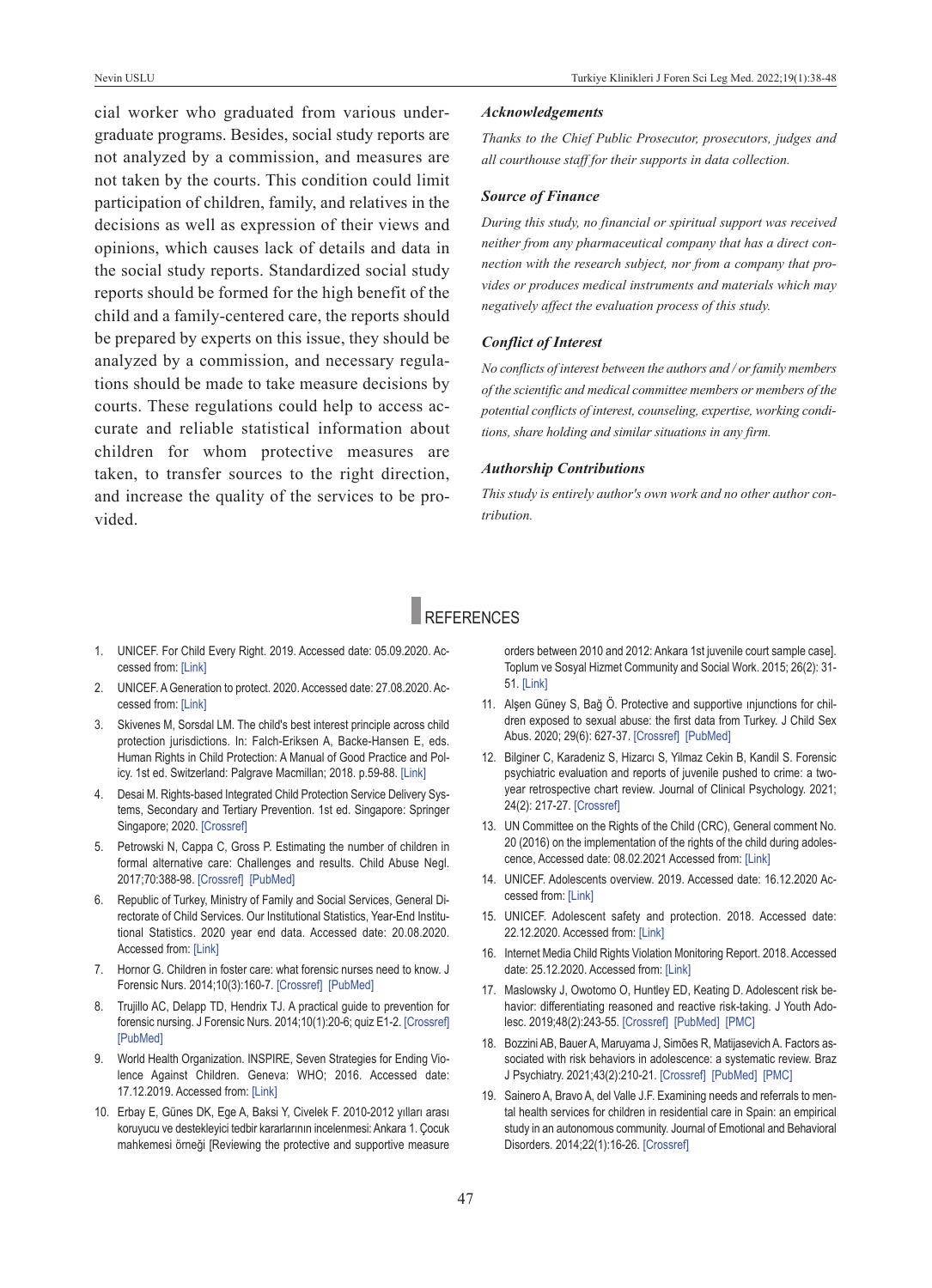cial worker who graduated from various undergraduate programs. Besides, social study reports are not analyzed by a commission, and measures are not taken by the courts. This condition could limit participation of children, family, and relatives in the decisions as well as expression of their views and opinions, which causes lack of details and data in the social study reports. Standardized social study reports should be formed for the high benefit of the child and a family-centered care, the reports should be prepared by experts on this issue, they should be analyzed by a commission, and necessary regulations should be made to take measure decisions by courts. These regulations could help to access accurate and reliable statistical information about children for whom protective measures are taken, to transfer sources to the right direction, and increase the quality of the services to be provided.

### *Acknowledgements*

*Thanks to the Chief Public Prosecutor, prosecutors, judges and all courthouse staff for their supports in data collection.*

### *Source of Finance*

*During this study, no financial or spiritual support was received neither from any pharmaceutical company that has a direct connection with the research subject, nor from a company that provides or produces medical instruments and materials which may negatively affect the evaluation process of this study.*

### *Conflict of Interest*

*No conflicts of interest between the authors and / or family members of the scientific and medical committee members or members of the potential conflicts of interest, counseling, expertise, working conditions, share holding and similar situations in any firm.*

### *Authorship Contributions*

*This study is entirely author's own work and no other author contribution.*

## REFERENCES

1. UNICEF. For Child Every Right. 2019. Accessed date: 05.09.2020. Accessed from: [Link]
2. UNICEF. A Generation to protect. 2020. Accessed date: 27.08.2020. Accessed from: [Link]
3. Skivenes M, Sorsdal LM. The child's best interest principle across child protection jurisdictions. In: Falch-Eriksen A, Backe-Hansen E, eds. Human Rights in Child Protection: A Manual of Good Practice and Policy. 1st ed. Switzerland: Palgrave Macmillan; 2018. p.59-88. [Link]
4. Desai M. Rights-based Integrated Child Protection Service Delivery Systems, Secondary and Tertiary Prevention. 1st ed. Singapore: Springer Singapore; 2020. [Crossref]
5. Petrowski N, Cappa C, Gross P. Estimating the number of children in formal alternative care: Challenges and results. Child Abuse Negl. 2017;70:388-98. [Crossref] [PubMed]
6. Republic of Turkey, Ministry of Family and Social Services, General Directorate of Child Services. Our Institutional Statistics, Year-End Institutional Statistics. 2020 year end data. Accessed date: 20.08.2020. Accessed from: [Link]
7. Hornor G. Children in foster care: what forensic nurses need to know. J Forensic Nurs. 2014;10(3):160-7. [Crossref] [PubMed]
8. Trujillo AC, Delapp TD, Hendrix TJ. A practical guide to prevention for forensic nursing. J Forensic Nurs. 2014;10(1):20-6; quiz E1-2. [Crossref] [PubMed]
9. World Health Organization. INSPIRE, Seven Strategies for Ending Violence Against Children. Geneva: WHO; 2016. Accessed date: 17.12.2019. Accessed from: [Link]
10. Erbay E, Günes DK, Ege A, Baksi Y, Civelek F. 2010-2012 yılları arası koruyucu ve destekleyici tedbir kararlarının incelenmesi: Ankara 1. Çocuk mahkemesi örneği [Reviewing the protective and supportive measure orders between 2010 and 2012: Ankara 1st juvenile court sample case]. Toplum ve Sosyal Hizmet Community and Social Work. 2015; 26(2): 31-51. [Link]
11. Alşen Güney S, Bağ Ö. Protective and supportive ınjunctions for children exposed to sexual abuse: the first data from Turkey. J Child Sex Abus. 2020; 29(6): 627-37. [Crossref] [PubMed]
12. Bilginer C, Karadeniz S, Hizarcı S, Yilmaz Cekin B, Kandil S. Forensic psychiatric evaluation and reports of juvenile pushed to crime: a two-year retrospective chart review. Journal of Clinical Psychology. 2021; 24(2): 217-27. [Crossref]
13. UN Committee on the Rights of the Child (CRC), General comment No. 20 (2016) on the implementation of the rights of the child during adolescence, Accessed date: 08.02.2021 Accessed from: [Link]
14. UNICEF. Adolescents overview. 2019. Accessed date: 16.12.2020 Accessed from: [Link]
15. UNICEF. Adolescent safety and protection. 2018. Accessed date: 22.12.2020. Accessed from: [Link]
16. Internet Media Child Rights Violation Monitoring Report. 2018. Accessed date: 25.12.2020. Accessed from: [Link]
17. Maslowsky J, Owotomo O, Huntley ED, Keating D. Adolescent risk behavior: differentiating reasoned and reactive risk-taking. J Youth Adolesc. 2019;48(2):243-55. [Crossref] [PubMed] [PMC]
18. Bozzini AB, Bauer A, Maruyama J, Simões R, Matijasevich A. Factors associated with risk behaviors in adolescence: a systematic review. Braz J Psychiatry. 2021;43(2):210-21. [Crossref] [PubMed] [PMC]
19. Sainero A, Bravo A, del Valle J.F. Examining needs and referrals to mental health services for children in residential care in Spain: an empirical study in an autonomous community. Journal of Emotional and Behavioral Disorders. 2014;22(1):16-26. [Crossref]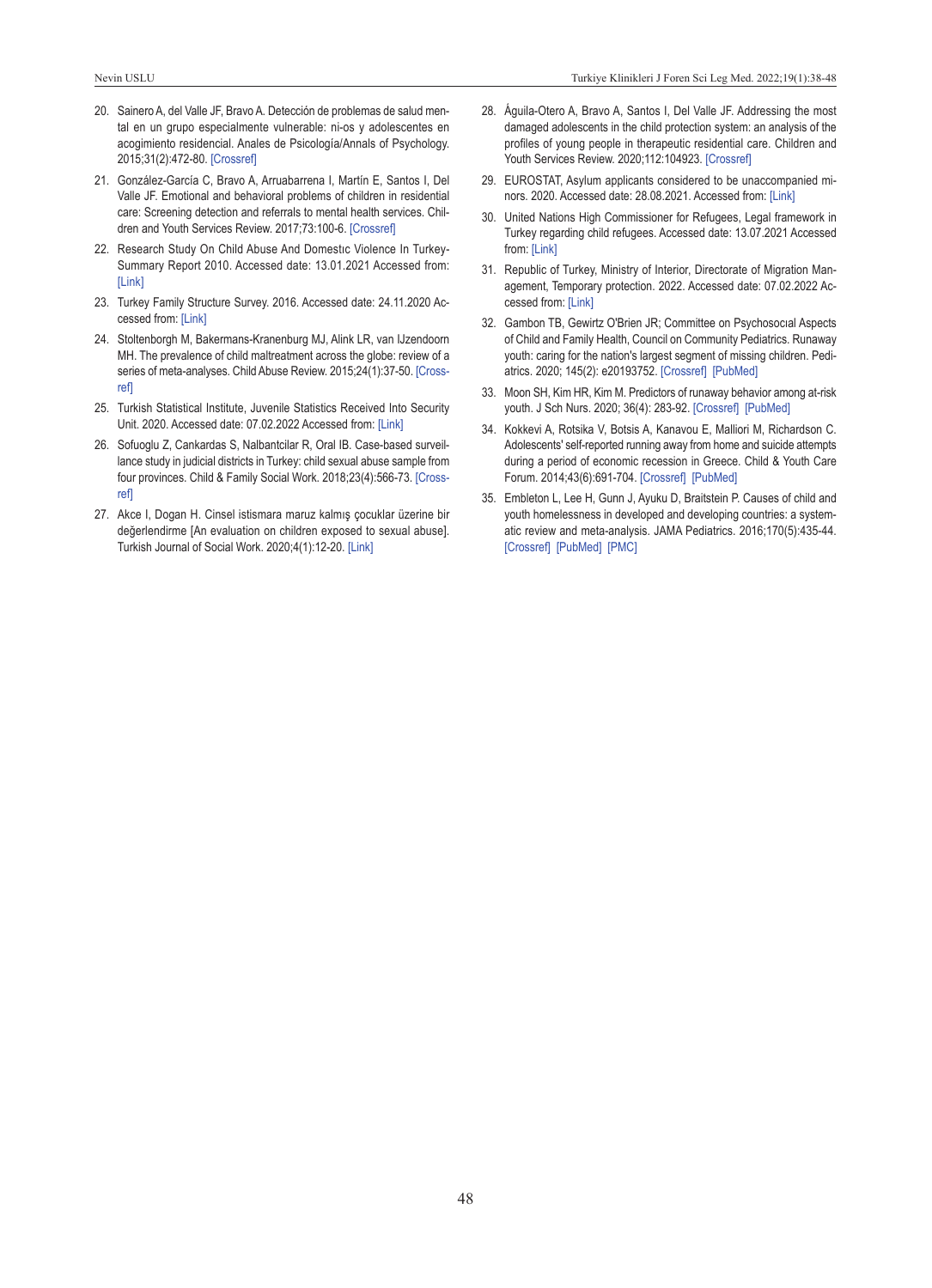20. Sainero A, del Valle JF, Bravo A. Detección de problemas de salud mental en un grupo especialmente vulnerable: ni-os y adolescentes en acogimiento residencial. Anales de Psicología/Annals of Psychology. 2015;31(2):472-80. [Crossref]
21. González-García C, Bravo A, Arruabarrena I, Martín E, Santos I, Del Valle JF. Emotional and behavioral problems of children in residential care: Screening detection and referrals to mental health services. Children and Youth Services Review. 2017;73:100-6. [Crossref]
22. Research Study On Child Abuse And Domestıc Violence In Turkey-Summary Report 2010. Accessed date: 13.01.2021 Accessed from: [Link]
23. Turkey Family Structure Survey. 2016. Accessed date: 24.11.2020 Accessed from: [Link]
24. Stoltenborgh M, Bakermans-Kranenburg MJ, Alink LR, van IJzendoorn MH. The prevalence of child maltreatment across the globe: review of a series of meta-analyses. Child Abuse Review. 2015;24(1):37-50. [Crossref]
25. Turkish Statistical Institute, Juvenile Statistics Received Into Security Unit. 2020. Accessed date: 07.02.2022 Accessed from: [Link]
26. Sofuoglu Z, Cankardas S, Nalbantcilar R, Oral IB. Case-based surveillance study in judicial districts in Turkey: child sexual abuse sample from four provinces. Child & Family Social Work. 2018;23(4):566-73. [Crossref]
27. Akce I, Dogan H. Cinsel istismara maruz kalmış çocuklar üzerine bir değerlendirme [An evaluation on children exposed to sexual abuse]. Turkish Journal of Social Work. 2020;4(1):12-20. [Link]
28. Águila-Otero A, Bravo A, Santos I, Del Valle JF. Addressing the most damaged adolescents in the child protection system: an analysis of the profiles of young people in therapeutic residential care. Children and Youth Services Review. 2020;112:104923. [Crossref]
29. EUROSTAT, Asylum applicants considered to be unaccompanied minors. 2020. Accessed date: 28.08.2021. Accessed from: [Link]
30. United Nations High Commissioner for Refugees, Legal framework in Turkey regarding child refugees. Accessed date: 13.07.2021 Accessed from: [Link]
31. Republic of Turkey, Ministry of Interior, Directorate of Migration Management, Temporary protection. 2022. Accessed date: 07.02.2022 Accessed from: [Link]
32. Gambon TB, Gewirtz O'Brien JR; Committee on Psychosocıal Aspects of Child and Family Health, Council on Community Pediatrics. Runaway youth: caring for the nation's largest segment of missing children. Pediatrics. 2020; 145(2): e20193752. [Crossref] [PubMed]
33. Moon SH, Kim HR, Kim M. Predictors of runaway behavior among at-risk youth. J Sch Nurs. 2020; 36(4): 283-92. [Crossref] [PubMed]
34. Kokkevi A, Rotsika V, Botsis A, Kanavou E, Malliori M, Richardson C. Adolescents' self-reported running away from home and suicide attempts during a period of economic recession in Greece. Child & Youth Care Forum. 2014;43(6):691-704. [Crossref] [PubMed]
35. Embleton L, Lee H, Gunn J, Ayuku D, Braitstein P. Causes of child and youth homelessness in developed and developing countries: a systematic review and meta-analysis. JAMA Pediatrics. 2016;170(5):435-44. [Crossref] [PubMed] [PMC]